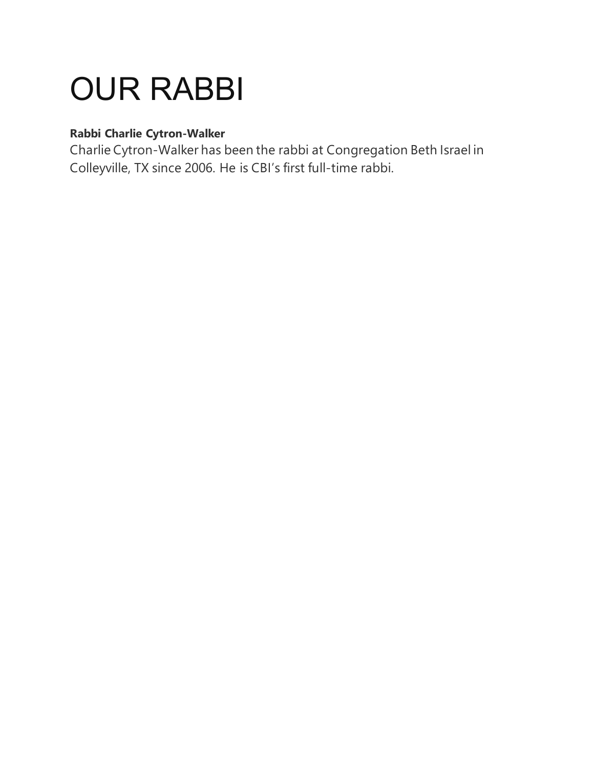# OUR RABBI

**Rabbi Charlie Cytron-Walker**

Charlie Cytron-Walker has been the rabbi at Congregation Beth Israel in Colleyville, TX since 2006. He is CBI's first full-time rabbi.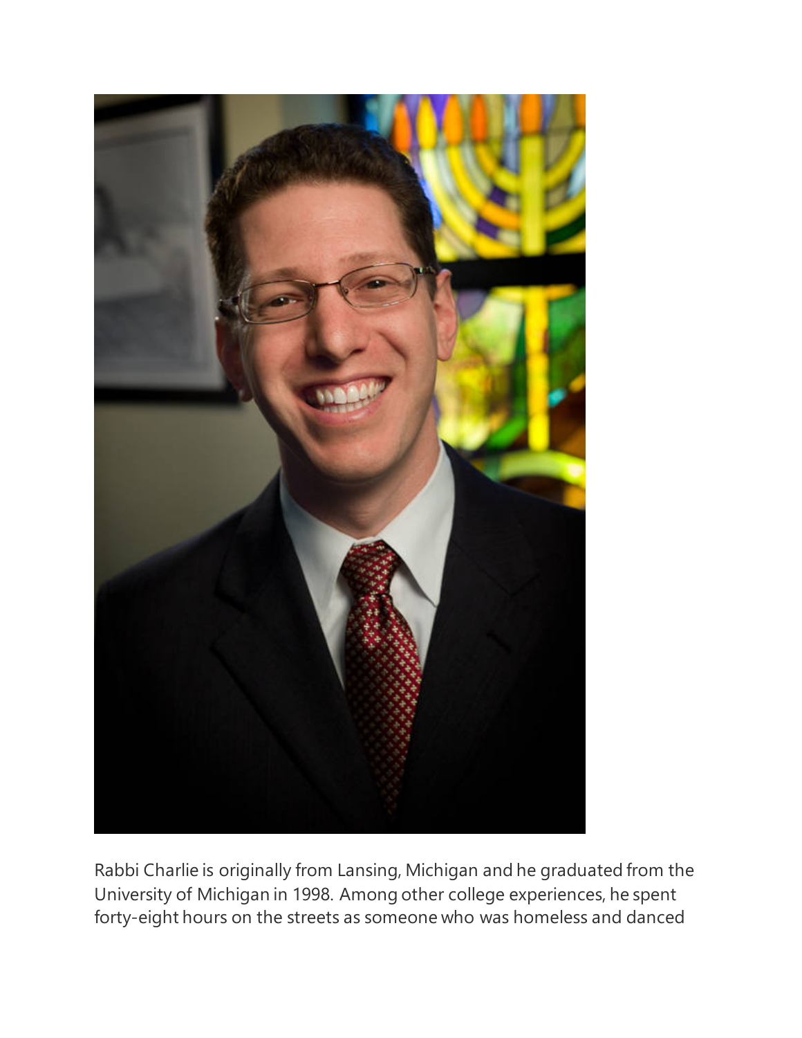Rabbi Charlie is originally from Lansing, Michigan and he graduated from the University of Michigan in 1998. Among other college experiences, he spent forty-eight hours on the streets as someone who was homeless and danced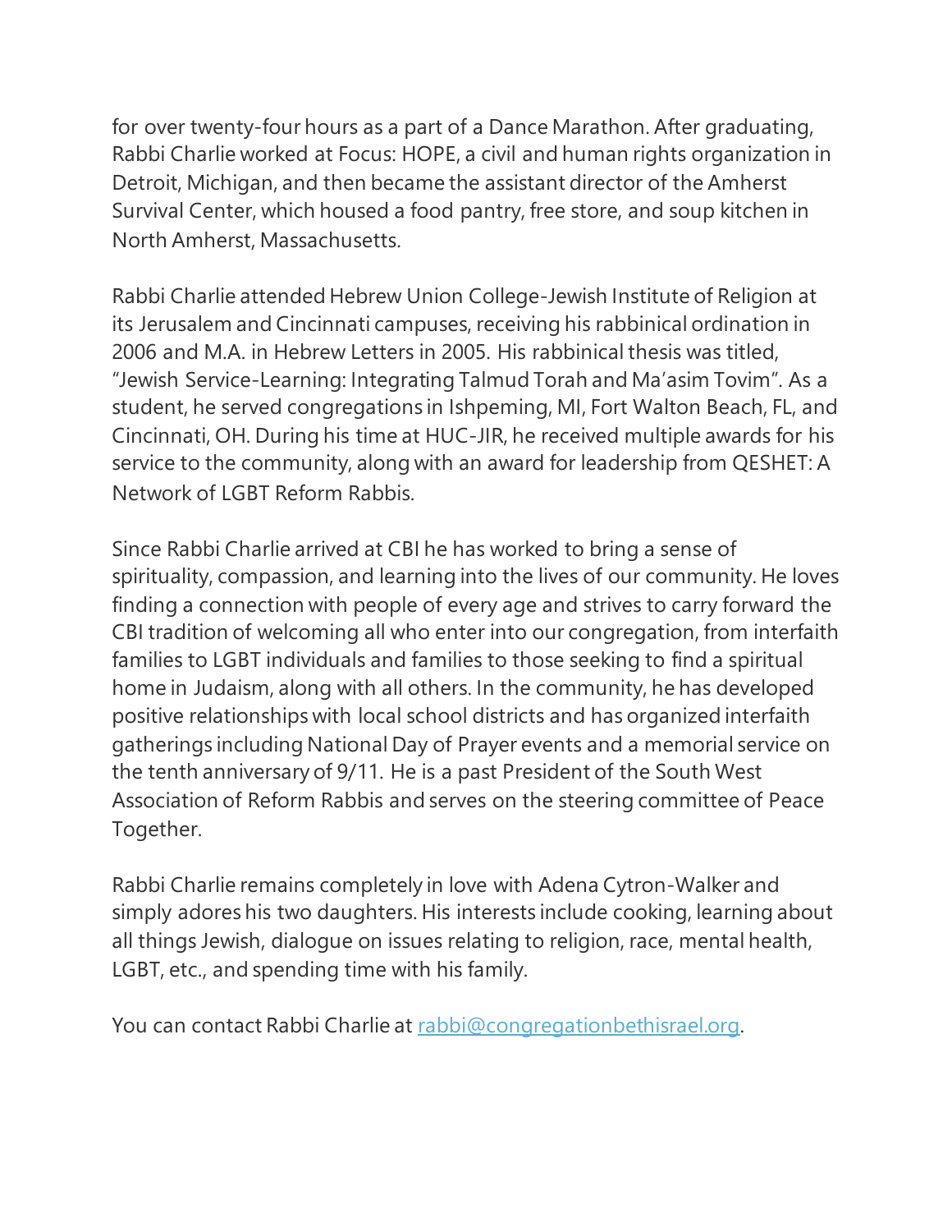for over twenty-four hours as a part of a Dance Marathon. After graduating, Rabbi Charlie worked at Focus: HOPE, a civil and human rights organization in Detroit, Michigan, and then became the assistant director of the Amherst Survival Center, which housed a food pantry, free store, and soup kitchen in North Amherst, Massachusetts.

Rabbi Charlie attended Hebrew Union College-Jewish Institute of Religion at its Jerusalem and Cincinnati campuses, receiving his rabbinical ordination in 2006 and M.A. in Hebrew Letters in 2005. His rabbinical thesis was titled, "Jewish Service-Learning: Integrating Talmud Torah and Ma'asim Tovim". As a student, he served congregations in Ishpeming, MI, Fort Walton Beach, FL, and Cincinnati, OH. During his time at HUC-JIR, he received multiple awards for his service to the community, along with an award for leadership from QESHET: A Network of LGBT Reform Rabbis.

Since Rabbi Charlie arrived at CBI he has worked to bring a sense of spirituality, compassion, and learning into the lives of our community. He loves finding a connection with people of every age and strives to carry forward the CBI tradition of welcoming all who enter into our congregation, from interfaith families to LGBT individuals and families to those seeking to find a spiritual home in Judaism, along with all others. In the community, he has developed positive relationships with local school districts and has organized interfaith gatherings including National Day of Prayer events and a memorial service on the tenth anniversary of 9/11. He is a past President of the South West Association of Reform Rabbis and serves on the steering committee of Peace Together.

Rabbi Charlie remains completely in love with Adena Cytron-Walker and simply adores his two daughters. His interests include cooking, learning about all things Jewish, dialogue on issues relating to religion, race, mental health, LGBT, etc., and spending time with his family.

You can contact Rabbi Charlie at [rabbi@congregationbethisrael.org](mailto:rabbi@congregationbethisrael.org).